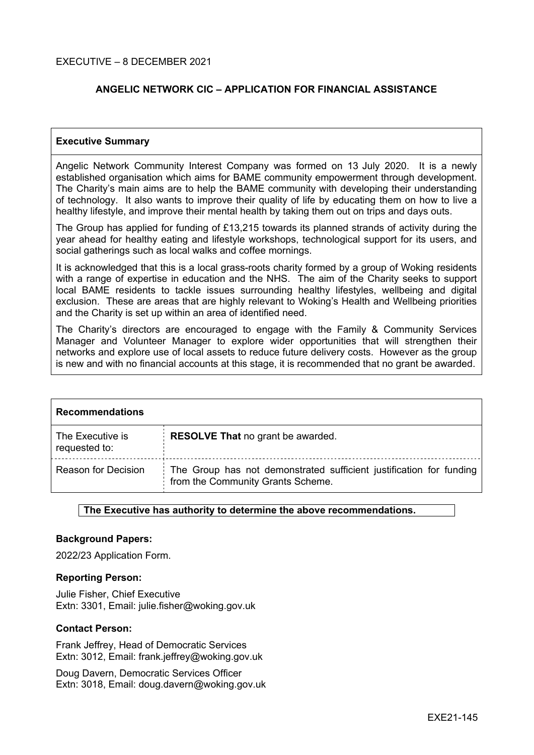EXECUTIVE – 8 DECEMBER 2021

# ANGELIC NETWORK CIC – APPLICATION FOR FINANCIAL ASSISTANCE

## Executive Summary

Angelic Network Community Interest Company was formed on 13 July 2020. It is a newly established organisation which aims for BAME community empowerment through development. The Charity's main aims are to help the BAME community with developing their understanding of technology. It also wants to improve their quality of life by educating them on how to live a healthy lifestyle, and improve their mental health by taking them out on trips and days outs.

The Group has applied for funding of £13,215 towards its planned strands of activity during the year ahead for healthy eating and lifestyle workshops, technological support for its users, and social gatherings such as local walks and coffee mornings.

It is acknowledged that this is a local grass-roots charity formed by a group of Woking residents with a range of expertise in education and the NHS. The aim of the Charity seeks to support local BAME residents to tackle issues surrounding healthy lifestyles, wellbeing and digital exclusion. These are areas that are highly relevant to Woking's Health and Wellbeing priorities and the Charity is set up within an area of identified need.

The Charity's directors are encouraged to engage with the Family & Community Services Manager and Volunteer Manager to explore wider opportunities that will strengthen their networks and explore use of local assets to reduce future delivery costs. However as the group is new and with no financial accounts at this stage, it is recommended that no grant be awarded.

## Recommendations

| | |
|---|---|
| The Executive is requested to: | **RESOLVE That** no grant be awarded. |
| Reason for Decision | The Group has not demonstrated sufficient justification for funding from the Community Grants Scheme. |

**The Executive has authority to determine the above recommendations.**

**Background Papers:**

2022/23 Application Form.

**Reporting Person:**

Julie Fisher, Chief Executive
Extn: 3301, Email: julie.fisher@woking.gov.uk

**Contact Person:**

Frank Jeffrey, Head of Democratic Services
Extn: 3012, Email: frank.jeffrey@woking.gov.uk

Doug Davern, Democratic Services Officer
Extn: 3018, Email: doug.davern@woking.gov.uk

EXE21-145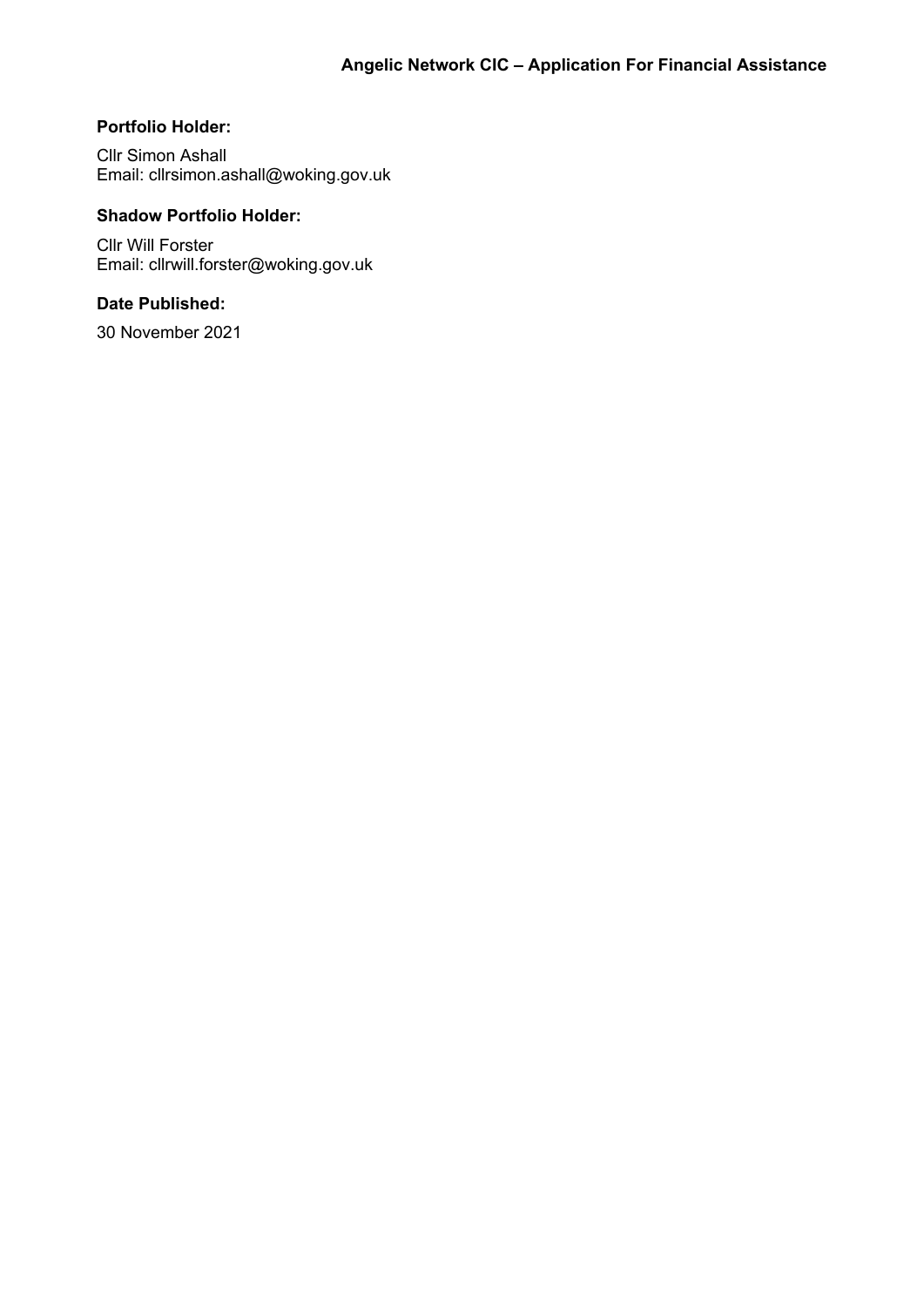**Portfolio Holder:**

Cllr Simon Ashall
Email: cllrsimon.ashall@woking.gov.uk

**Shadow Portfolio Holder:**

Cllr Will Forster
Email: cllrwill.forster@woking.gov.uk

**Date Published:**

30 November 2021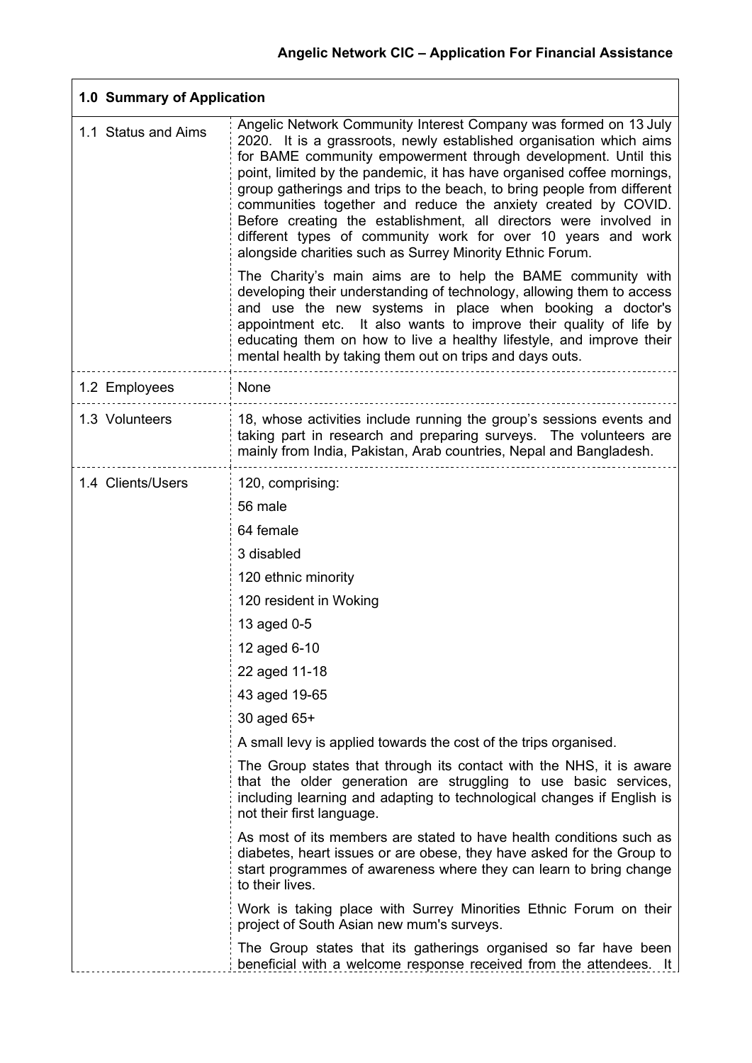## Angelic Network CIC – Application For Financial Assistance

| 1.0 Summary of Application | |
|---|---|
| 1.1 Status and Aims | Angelic Network Community Interest Company was formed on 13 July 2020. It is a grassroots, newly established organisation which aims for BAME community empowerment through development. Until this point, limited by the pandemic, it has have organised coffee mornings, group gatherings and trips to the beach, to bring people from different communities together and reduce the anxiety created by COVID. Before creating the establishment, all directors were involved in different types of community work for over 10 years and work alongside charities such as Surrey Minority Ethnic Forum.<br><br>The Charity's main aims are to help the BAME community with developing their understanding of technology, allowing them to access and use the new systems in place when booking a doctor's appointment etc. It also wants to improve their quality of life by educating them on how to live a healthy lifestyle, and improve their mental health by taking them out on trips and days outs. |
| 1.2 Employees | None |
| 1.3 Volunteers | 18, whose activities include running the group's sessions events and taking part in research and preparing surveys. The volunteers are mainly from India, Pakistan, Arab countries, Nepal and Bangladesh. |
| 1.4 Clients/Users | 120, comprising:<br><br>56 male<br><br>64 female<br><br>3 disabled<br><br>120 ethnic minority<br><br>120 resident in Woking<br><br>13 aged 0-5<br><br>12 aged 6-10<br><br>22 aged 11-18<br><br>43 aged 19-65<br><br>30 aged 65+<br><br>A small levy is applied towards the cost of the trips organised.<br><br>The Group states that through its contact with the NHS, it is aware that the older generation are struggling to use basic services, including learning and adapting to technological changes if English is not their first language.<br><br>As most of its members are stated to have health conditions such as diabetes, heart issues or are obese, they have asked for the Group to start programmes of awareness where they can learn to bring change to their lives.<br><br>Work is taking place with Surrey Minorities Ethnic Forum on their project of South Asian new mum's surveys.<br><br>The Group states that its gatherings organised so far have been beneficial with a welcome response received from the attendees. It |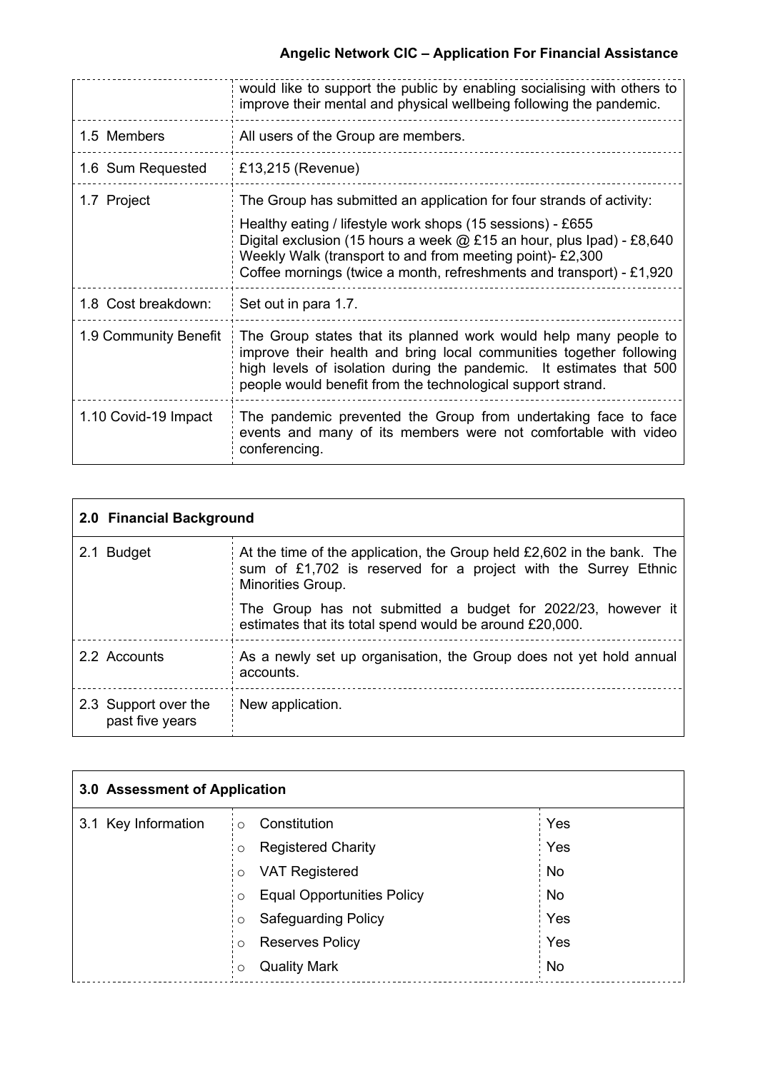| | |
|---|---|
| | would like to support the public by enabling socialising with others to improve their mental and physical wellbeing following the pandemic. |
| 1.5 Members | All users of the Group are members. |
| 1.6 Sum Requested | £13,215 (Revenue) |
| 1.7 Project | The Group has submitted an application for four strands of activity:<br><br>Healthy eating / lifestyle work shops (15 sessions) - £655<br>Digital exclusion (15 hours a week @ £15 an hour, plus Ipad) - £8,640<br>Weekly Walk (transport to and from meeting point)- £2,300<br>Coffee mornings (twice a month, refreshments and transport) - £1,920 |
| 1.8 Cost breakdown: | Set out in para 1.7. |
| 1.9 Community Benefit | The Group states that its planned work would help many people to improve their health and bring local communities together following high levels of isolation during the pandemic. It estimates that 500 people would benefit from the technological support strand. |
| 1.10 Covid-19 Impact | The pandemic prevented the Group from undertaking face to face events and many of its members were not comfortable with video conferencing. |

| **2.0 Financial Background** | |
|---|---|
| 2.1 Budget | At the time of the application, the Group held £2,602 in the bank. The sum of £1,702 is reserved for a project with the Surrey Ethnic Minorities Group.<br><br>The Group has not submitted a budget for 2022/23, however it estimates that its total spend would be around £20,000. |
| 2.2 Accounts | As a newly set up organisation, the Group does not yet hold annual accounts. |
| 2.3 Support over the past five years | New application. |

| **3.0 Assessment of Application** | | |
|---|---|---|
| 3.1 Key Information | ○ Constitution | Yes |
| | ○ Registered Charity | Yes |
| | ○ VAT Registered | No |
| | ○ Equal Opportunities Policy | No |
| | ○ Safeguarding Policy | Yes |
| | ○ Reserves Policy | Yes |
| | ○ Quality Mark | No |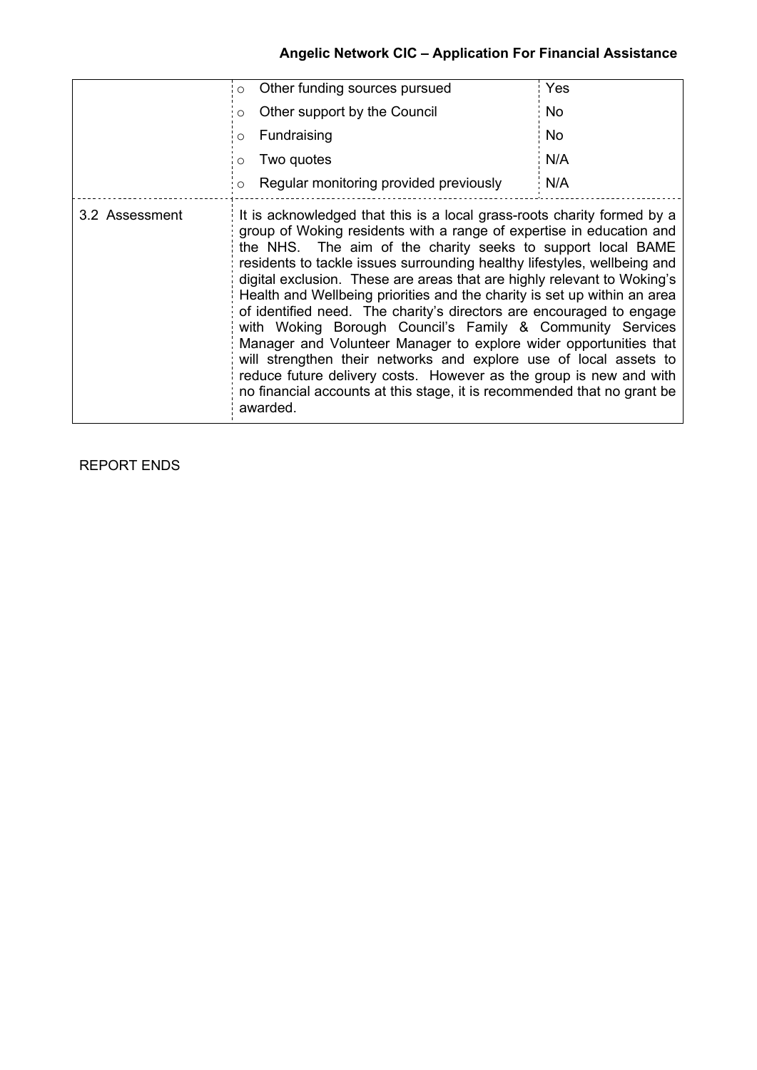| | | |
|---|---|---|
| | ○ Other funding sources pursued | Yes |
| | ○ Other support by the Council | No |
| | ○ Fundraising | No |
| | ○ Two quotes | N/A |
| | ○ Regular monitoring provided previously | N/A |
| 3.2 Assessment | It is acknowledged that this is a local grass-roots charity formed by a group of Woking residents with a range of expertise in education and the NHS. The aim of the charity seeks to support local BAME residents to tackle issues surrounding healthy lifestyles, wellbeing and digital exclusion. These are areas that are highly relevant to Woking's Health and Wellbeing priorities and the charity is set up within an area of identified need. The charity's directors are encouraged to engage with Woking Borough Council's Family & Community Services Manager and Volunteer Manager to explore wider opportunities that will strengthen their networks and explore use of local assets to reduce future delivery costs. However as the group is new and with no financial accounts at this stage, it is recommended that no grant be awarded. | |

REPORT ENDS